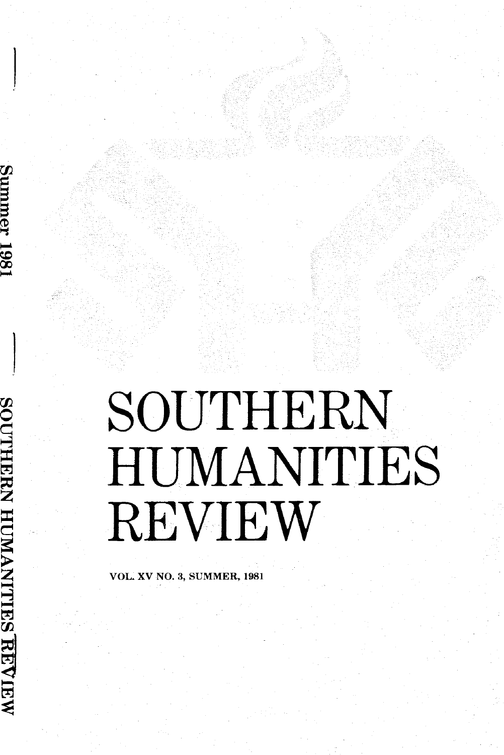# SOUTHERN HUMANITIES REVIEW

VOL. XV NO. 3, SUMMER, 1981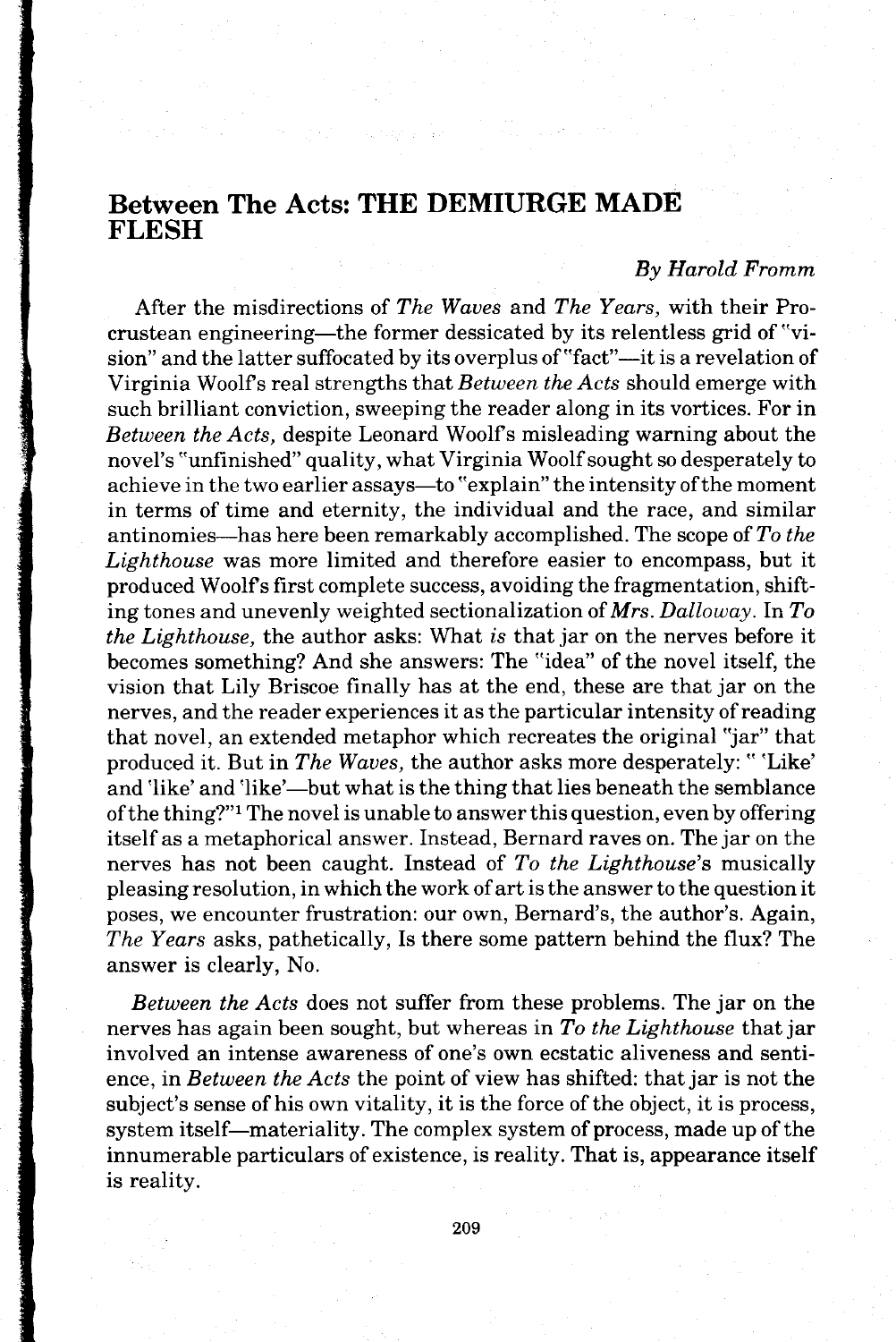## *Between The Acts*: THE DEMIURGE MADE FLESH

*By Harold Fromm*

After the misdirections of *The Waves* and *The Years,* with their Procrustean engineering—the former dessicated by its relentless grid of "vision" and the latter suffocated by its overplus of "fact"—it is a revelation of Virginia Woolf's real strengths that *Between the Acts* should emerge with such brilliant conviction, sweeping the reader along in its vortices. For in *Between the Acts,* despite Leonard Woolf's misleading warning about the novel's "unfinished" quality, what Virginia Woolf sought so desperately to achieve in the two earlier assays—to "explain" the intensity of the moment in terms of time and eternity, the individual and the race, and similar antinomies—has here been remarkably accomplished. The scope of *To the Lighthouse* was more limited and therefore easier to encompass, but it produced Woolf's first complete success, avoiding the fragmentation, shifting tones and unevenly weighted sectionalization of *Mrs. Dalloway*. In *To the Lighthouse,* the author asks: What *is* that jar on the nerves before it becomes something? And she answers: The "idea" of the novel itself, the vision that Lily Briscoe finally has at the end, these are that jar on the nerves, and the reader experiences it as the particular intensity of reading that novel, an extended metaphor which recreates the original "jar" that produced it. But in *The Waves,* the author asks more desperately: " 'Like' and 'like' and 'like'—but what is the thing that lies beneath the semblance of the thing?"[1] The novel is unable to answer this question, even by offering itself as a metaphorical answer. Instead, Bernard raves on. The jar on the nerves has not been caught. Instead of *To the Lighthouse*'s musically pleasing resolution, in which the work of art is the answer to the question it poses, we encounter frustration: our own, Bernard's, the author's. Again, *The Years* asks, pathetically, Is there some pattern behind the flux? The answer is clearly, No.

*Between the Acts* does not suffer from these problems. The jar on the nerves has again been sought, but whereas in *To the Lighthouse* that jar involved an intense awareness of one's own ecstatic aliveness and sentience, in *Between the Acts* the point of view has shifted: that jar is not the subject's sense of his own vitality, it is the force of the object, it is process, system itself—materiality. The complex system of process, made up of the innumerable particulars of existence, is reality. That is, appearance itself is reality.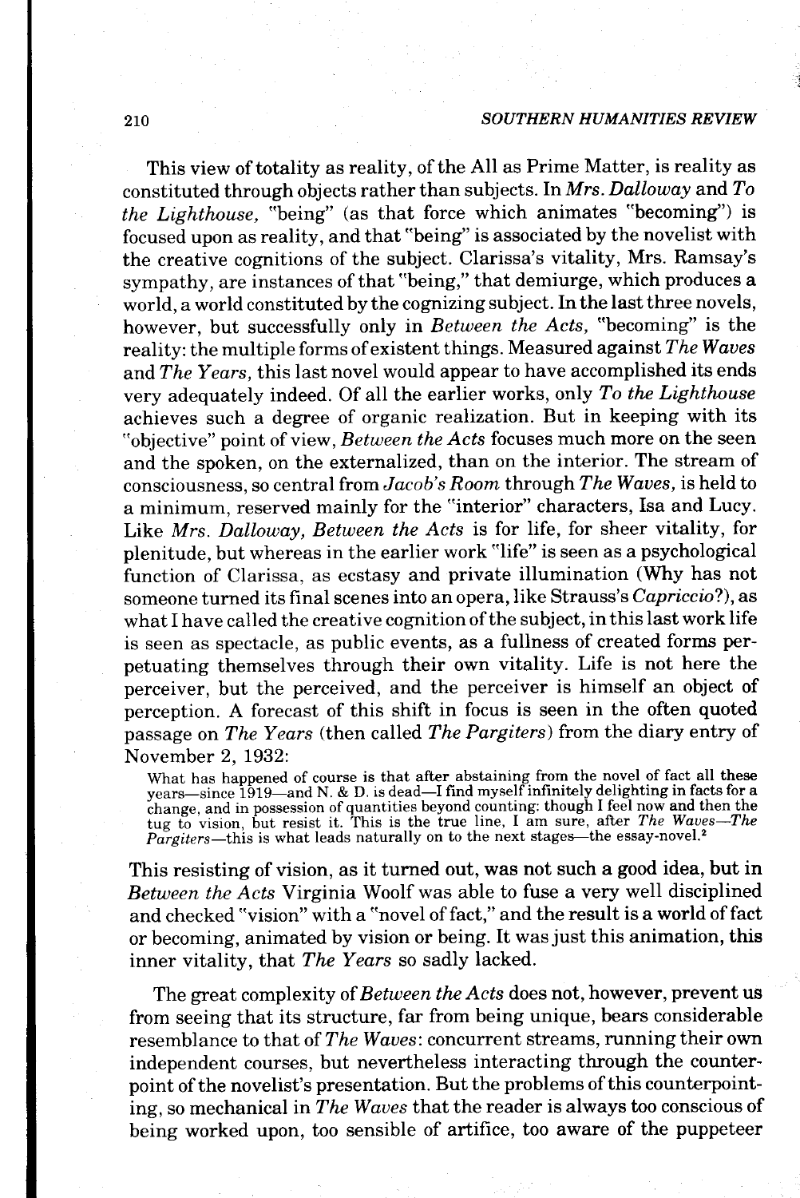This view of totality as reality, of the All as Prime Matter, is reality as constituted through objects rather than subjects. In *Mrs. Dalloway* and *To the Lighthouse,* "being" (as that force which animates "becoming") is focused upon as reality, and that "being" is associated by the novelist with the creative cognitions of the subject. Clarissa's vitality, Mrs. Ramsay's sympathy, are instances of that "being," that demiurge, which produces a world, a world constituted by the cognizing subject. In the last three novels, however, but successfully only in *Between the Acts,* "becoming" is the reality: the multiple forms of existent things. Measured against *The Waves* and *The Years,* this last novel would appear to have accomplished its ends very adequately indeed. Of all the earlier works, only *To the Lighthouse* achieves such a degree of organic realization. But in keeping with its "objective" point of view, *Between the Acts* focuses much more on the seen and the spoken, on the externalized, than on the interior. The stream of consciousness, so central from *Jacob's Room* through *The Waves,* is held to a minimum, reserved mainly for the "interior" characters, Isa and Lucy. Like *Mrs. Dalloway, Between the Acts* is for life, for sheer vitality, for plenitude, but whereas in the earlier work "life" is seen as a psychological function of Clarissa, as ecstasy and private illumination (Why has not someone turned its final scenes into an opera, like Strauss's *Capriccio*?), as what I have called the creative cognition of the subject, in this last work life is seen as spectacle, as public events, as a fullness of created forms perpetuating themselves through their own vitality. Life is not here the perceiver, but the perceived, and the perceiver is himself an object of perception. A forecast of this shift in focus is seen in the often quoted passage on *The Years* (then called *The Pargiters*) from the diary entry of November 2, 1932:

> What has happened of course is that after abstaining from the novel of fact all these years—since 1919—and N. & D. is dead—I find myself infinitely delighting in facts for a change, and in possession of quantities beyond counting: though I feel now and then the tug to vision, but resist it. This is the true line, I am sure, after *The Waves—The Pargiters*—this is what leads naturally on to the next stages—the essay-novel.[2]

This resisting of vision, as it turned out, was not such a good idea, but in *Between the Acts* Virginia Woolf was able to fuse a very well disciplined and checked "vision" with a "novel of fact," and the result is a world of fact or becoming, animated by vision or being. It was just this animation, this inner vitality, that *The Years* so sadly lacked.

The great complexity of *Between the Acts* does not, however, prevent us from seeing that its structure, far from being unique, bears considerable resemblance to that of *The Waves*: concurrent streams, running their own independent courses, but nevertheless interacting through the counterpoint of the novelist's presentation. But the problems of this counterpointing, so mechanical in *The Waves* that the reader is always too conscious of being worked upon, too sensible of artifice, too aware of the puppeteer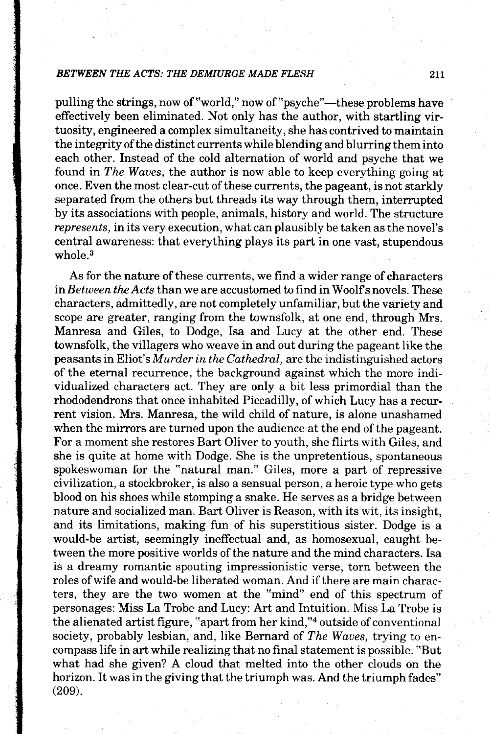pulling the strings, now of "world," now of "psyche"—these problems have effectively been eliminated. Not only has the author, with startling virtuosity, engineered a complex simultaneity, she has contrived to maintain the integrity of the distinct currents while blending and blurring them into each other. Instead of the cold alternation of world and psyche that we found in *The Waves,* the author is now able to keep everything going at once. Even the most clear-cut of these currents, the pageant, is not starkly separated from the others but threads its way through them, interrupted by its associations with people, animals, history and world. The structure *represents,* in its very execution, what can plausibly be taken as the novel's central awareness: that everything plays its part in one vast, stupendous whole.[3]

As for the nature of these currents, we find a wider range of characters in *Between the Acts* than we are accustomed to find in Woolf's novels. These characters, admittedly, are not completely unfamiliar, but the variety and scope are greater, ranging from the townsfolk, at one end, through Mrs. Manresa and Giles, to Dodge, Isa and Lucy at the other end. These townsfolk, the villagers who weave in and out during the pageant like the peasants in Eliot's *Murder in the Cathedral,* are the indistinguished actors of the eternal recurrence, the background against which the more individualized characters act. They are only a bit less primordial than the rhododendrons that once inhabited Piccadilly, of which Lucy has a recurrent vision. Mrs. Manresa, the wild child of nature, is alone unashamed when the mirrors are turned upon the audience at the end of the pageant. For a moment she restores Bart Oliver to youth, she flirts with Giles, and she is quite at home with Dodge. She is the unpretentious, spontaneous spokeswoman for the "natural man." Giles, more a part of repressive civilization, a stockbroker, is also a sensual person, a heroic type who gets blood on his shoes while stomping a snake. He serves as a bridge between nature and socialized man. Bart Oliver is Reason, with its wit, its insight, and its limitations, making fun of his superstitious sister. Dodge is a would-be artist, seemingly ineffectual and, as homosexual, caught between the more positive worlds of the nature and the mind characters. Isa is a dreamy romantic spouting impressionistic verse, torn between the roles of wife and would-be liberated woman. And if there are main characters, they are the two women at the "mind" end of this spectrum of personages: Miss La Trobe and Lucy: Art and Intuition. Miss La Trobe is the alienated artist figure, "apart from her kind,"[4] outside of conventional society, probably lesbian, and, like Bernard of *The Waves,* trying to encompass life in art while realizing that no final statement is possible. "But what had she given? A cloud that melted into the other clouds on the horizon. It was in the giving that the triumph was. And the triumph fades" (209).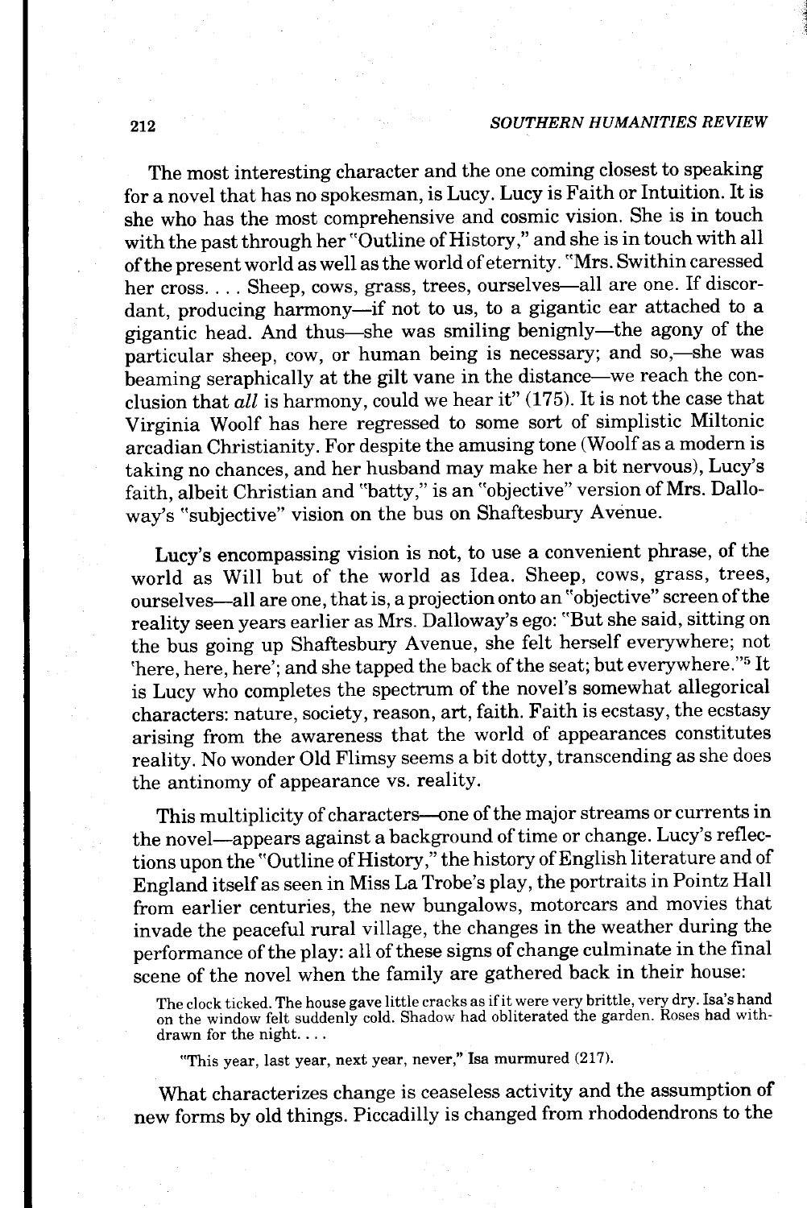The most interesting character and the one coming closest to speaking for a novel that has no spokesman, is Lucy. Lucy is Faith or Intuition. It is she who has the most comprehensive and cosmic vision. She is in touch with the past through her "Outline of History," and she is in touch with all of the present world as well as the world of eternity. "Mrs. Swithin caressed her cross. . . . Sheep, cows, grass, trees, ourselves—all are one. If discordant, producing harmony—if not to us, to a gigantic ear attached to a gigantic head. And thus—she was smiling benignly—the agony of the particular sheep, cow, or human being is necessary; and so,—she was beaming seraphically at the gilt vane in the distance—we reach the conclusion that *all* is harmony, could we hear it" (175). It is not the case that Virginia Woolf has here regressed to some sort of simplistic Miltonic arcadian Christianity. For despite the amusing tone (Woolf as a modern is taking no chances, and her husband may make her a bit nervous), Lucy's faith, albeit Christian and "batty," is an "objective" version of Mrs. Dalloway's "subjective" vision on the bus on Shaftesbury Avenue.

Lucy's encompassing vision is not, to use a convenient phrase, of the world as Will but of the world as Idea. Sheep, cows, grass, trees, ourselves—all are one, that is, a projection onto an "objective" screen of the reality seen years earlier as Mrs. Dalloway's ego: "But she said, sitting on the bus going up Shaftesbury Avenue, she felt herself everywhere; not 'here, here, here'; and she tapped the back of the seat; but everywhere."[5] It is Lucy who completes the spectrum of the novel's somewhat allegorical characters: nature, society, reason, art, faith. Faith is ecstasy, the ecstasy arising from the awareness that the world of appearances constitutes reality. No wonder Old Flimsy seems a bit dotty, transcending as she does the antinomy of appearance vs. reality.

This multiplicity of characters—one of the major streams or currents in the novel—appears against a background of time or change. Lucy's reflections upon the "Outline of History," the history of English literature and of England itself as seen in Miss La Trobe's play, the portraits in Pointz Hall from earlier centuries, the new bungalows, motorcars and movies that invade the peaceful rural village, the changes in the weather during the performance of the play: all of these signs of change culminate in the final scene of the novel when the family are gathered back in their house:

> The clock ticked. The house gave little cracks as if it were very brittle, very dry. Isa's hand on the window felt suddenly cold. Shadow had obliterated the garden. Roses had withdrawn for the night. . . .
>
> "This year, last year, next year, never," Isa murmured (217).

What characterizes change is ceaseless activity and the assumption of new forms by old things. Piccadilly is changed from rhododendrons to the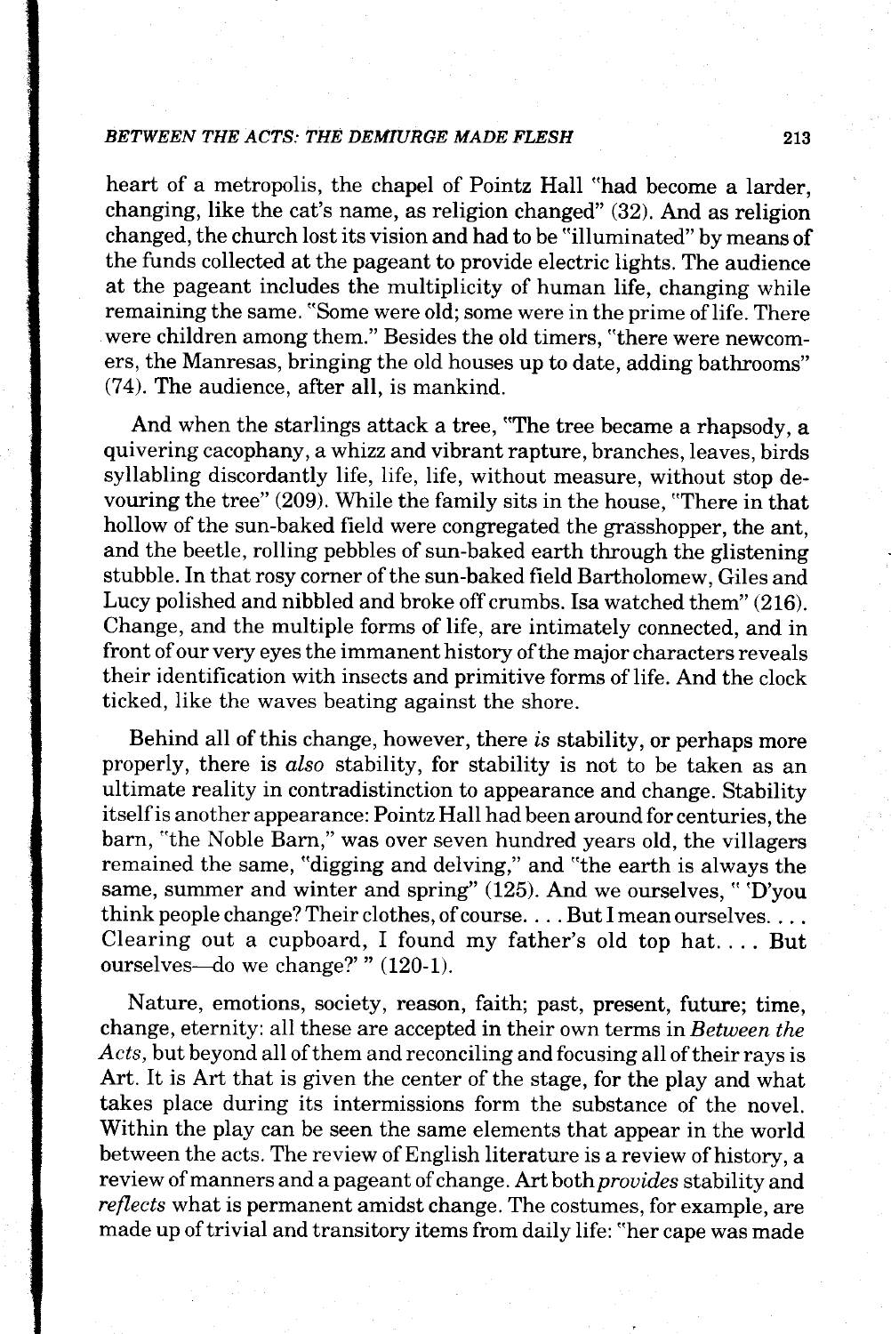heart of a metropolis, the chapel of Pointz Hall "had become a larder, changing, like the cat's name, as religion changed" (32). And as religion changed, the church lost its vision and had to be "illuminated" by means of the funds collected at the pageant to provide electric lights. The audience at the pageant includes the multiplicity of human life, changing while remaining the same. "Some were old; some were in the prime of life. There were children among them." Besides the old timers, "there were newcomers, the Manresas, bringing the old houses up to date, adding bathrooms" (74). The audience, after all, is mankind.

And when the starlings attack a tree, "The tree became a rhapsody, a quivering cacophany, a whizz and vibrant rapture, branches, leaves, birds syllabling discordantly life, life, life, without measure, without stop devouring the tree" (209). While the family sits in the house, "There in that hollow of the sun-baked field were congregated the grasshopper, the ant, and the beetle, rolling pebbles of sun-baked earth through the glistening stubble. In that rosy corner of the sun-baked field Bartholomew, Giles and Lucy polished and nibbled and broke off crumbs. Isa watched them" (216). Change, and the multiple forms of life, are intimately connected, and in front of our very eyes the immanent history of the major characters reveals their identification with insects and primitive forms of life. And the clock ticked, like the waves beating against the shore.

Behind all of this change, however, there *is* stability, or perhaps more properly, there is *also* stability, for stability is not to be taken as an ultimate reality in contradistinction to appearance and change. Stability itself is another appearance: Pointz Hall had been around for centuries, the barn, "the Noble Barn," was over seven hundred years old, the villagers remained the same, "digging and delving," and "the earth is always the same, summer and winter and spring" (125). And we ourselves, " 'D'you think people change? Their clothes, of course. . . . But I mean ourselves. . . . Clearing out a cupboard, I found my father's old top hat. . . . But ourselves—do we change?' " (120-1).

Nature, emotions, society, reason, faith; past, present, future; time, change, eternity: all these are accepted in their own terms in *Between the Acts*, but beyond all of them and reconciling and focusing all of their rays is Art. It is Art that is given the center of the stage, for the play and what takes place during its intermissions form the substance of the novel. Within the play can be seen the same elements that appear in the world between the acts. The review of English literature is a review of history, a review of manners and a pageant of change. Art both *provides* stability and *reflects* what is permanent amidst change. The costumes, for example, are made up of trivial and transitory items from daily life: "her cape was made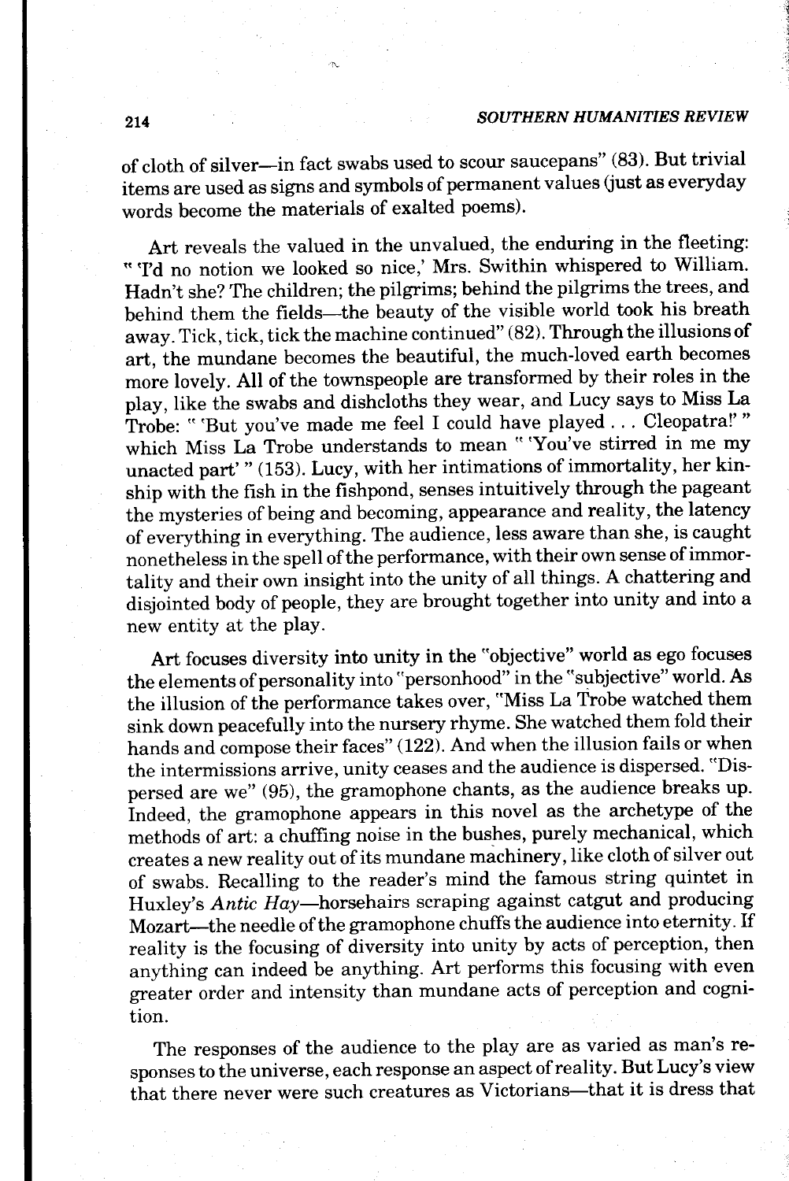of cloth of silver—in fact swabs used to scour saucepans" (83). But trivial items are used as signs and symbols of permanent values (just as everyday words become the materials of exalted poems).

Art reveals the valued in the unvalued, the enduring in the fleeting: " 'I'd no notion we looked so nice,' Mrs. Swithin whispered to William. Hadn't she? The children; the pilgrims; behind the pilgrims the trees, and behind them the fields—the beauty of the visible world took his breath away. Tick, tick, tick the machine continued" (82). Through the illusions of art, the mundane becomes the beautiful, the much-loved earth becomes more lovely. All of the townspeople are transformed by their roles in the play, like the swabs and dishcloths they wear, and Lucy says to Miss La Trobe: " 'But you've made me feel I could have played . . . Cleopatra!' " which Miss La Trobe understands to mean " 'You've stirred in me my unacted part' " (153). Lucy, with her intimations of immortality, her kinship with the fish in the fishpond, senses intuitively through the pageant the mysteries of being and becoming, appearance and reality, the latency of everything in everything. The audience, less aware than she, is caught nonetheless in the spell of the performance, with their own sense of immortality and their own insight into the unity of all things. A chattering and disjointed body of people, they are brought together into unity and into a new entity at the play.

Art focuses diversity into unity in the "objective" world as ego focuses the elements of personality into "personhood" in the "subjective" world. As the illusion of the performance takes over, "Miss La Trobe watched them sink down peacefully into the nursery rhyme. She watched them fold their hands and compose their faces" (122). And when the illusion fails or when the intermissions arrive, unity ceases and the audience is dispersed. "Dispersed are we" (95), the gramophone chants, as the audience breaks up. Indeed, the gramophone appears in this novel as the archetype of the methods of art: a chuffing noise in the bushes, purely mechanical, which creates a new reality out of its mundane machinery, like cloth of silver out of swabs. Recalling to the reader's mind the famous string quintet in Huxley's *Antic Hay*—horsehairs scraping against catgut and producing Mozart—the needle of the gramophone chuffs the audience into eternity. If reality is the focusing of diversity into unity by acts of perception, then anything can indeed be anything. Art performs this focusing with even greater order and intensity than mundane acts of perception and cognition.

The responses of the audience to the play are as varied as man's responses to the universe, each response an aspect of reality. But Lucy's view that there never were such creatures as Victorians—that it is dress that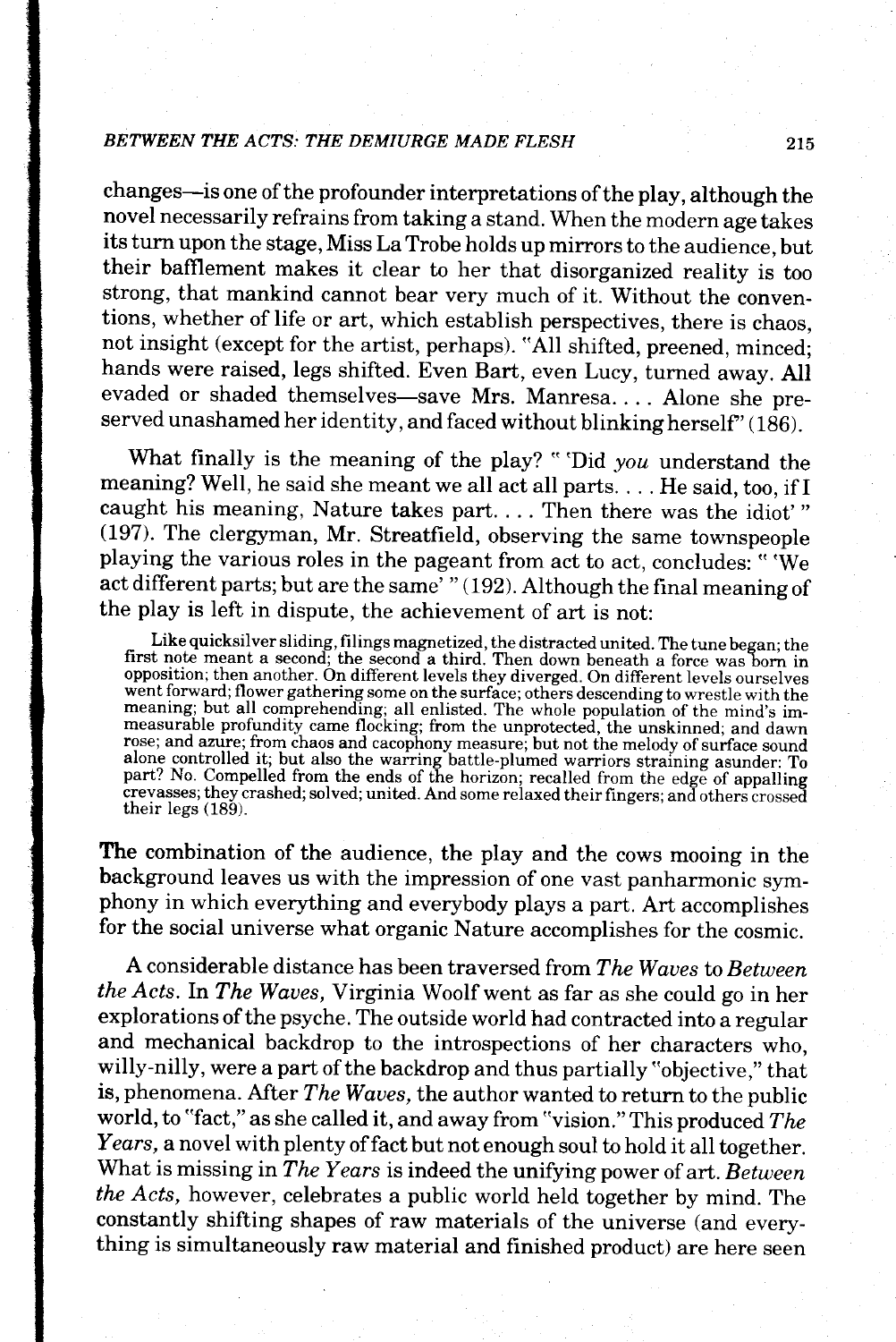changes—is one of the profounder interpretations of the play, although the novel necessarily refrains from taking a stand. When the modern age takes its turn upon the stage, Miss La Trobe holds up mirrors to the audience, but their bafflement makes it clear to her that disorganized reality is too strong, that mankind cannot bear very much of it. Without the conventions, whether of life or art, which establish perspectives, there is chaos, not insight (except for the artist, perhaps). "All shifted, preened, minced; hands were raised, legs shifted. Even Bart, even Lucy, turned away. All evaded or shaded themselves—save Mrs. Manresa. . . . Alone she preserved unashamed her identity, and faced without blinking herself" (186).

What finally is the meaning of the play? " 'Did *you* understand the meaning? Well, he said she meant we all act all parts. . . . He said, too, if I caught his meaning, Nature takes part. . . . Then there was the idiot' " (197). The clergyman, Mr. Streatfield, observing the same townspeople playing the various roles in the pageant from act to act, concludes: " 'We act different parts; but are the same' " (192). Although the final meaning of the play is left in dispute, the achievement of art is not:

> Like quicksilver sliding, filings magnetized, the distracted united. The tune began; the first note meant a second; the second a third. Then down beneath a force was born in opposition; then another. On different levels they diverged. On different levels ourselves went forward; flower gathering some on the surface; others descending to wrestle with the meaning; but all comprehending; all enlisted. The whole population of the mind's immeasurable profundity came flocking; from the unprotected, the unskinned; and dawn rose; and azure; from chaos and cacophony measure; but not the melody of surface sound alone controlled it; but also the warring battle-plumed warriors straining asunder: To part? No. Compelled from the ends of the horizon; recalled from the edge of appalling crevasses; they crashed; solved; united. And some relaxed their fingers; and others crossed their legs (189).

The combination of the audience, the play and the cows mooing in the background leaves us with the impression of one vast panharmonic symphony in which everything and everybody plays a part. Art accomplishes for the social universe what organic Nature accomplishes for the cosmic.

A considerable distance has been traversed from *The Waves* to *Between the Acts*. In *The Waves*, Virginia Woolf went as far as she could go in her explorations of the psyche. The outside world had contracted into a regular and mechanical backdrop to the introspections of her characters who, willy-nilly, were a part of the backdrop and thus partially "objective," that is, phenomena. After *The Waves*, the author wanted to return to the public world, to "fact," as she called it, and away from "vision." This produced *The Years*, a novel with plenty of fact but not enough soul to hold it all together. What is missing in *The Years* is indeed the unifying power of art. *Between the Acts*, however, celebrates a public world held together by mind. The constantly shifting shapes of raw materials of the universe (and everything is simultaneously raw material and finished product) are here seen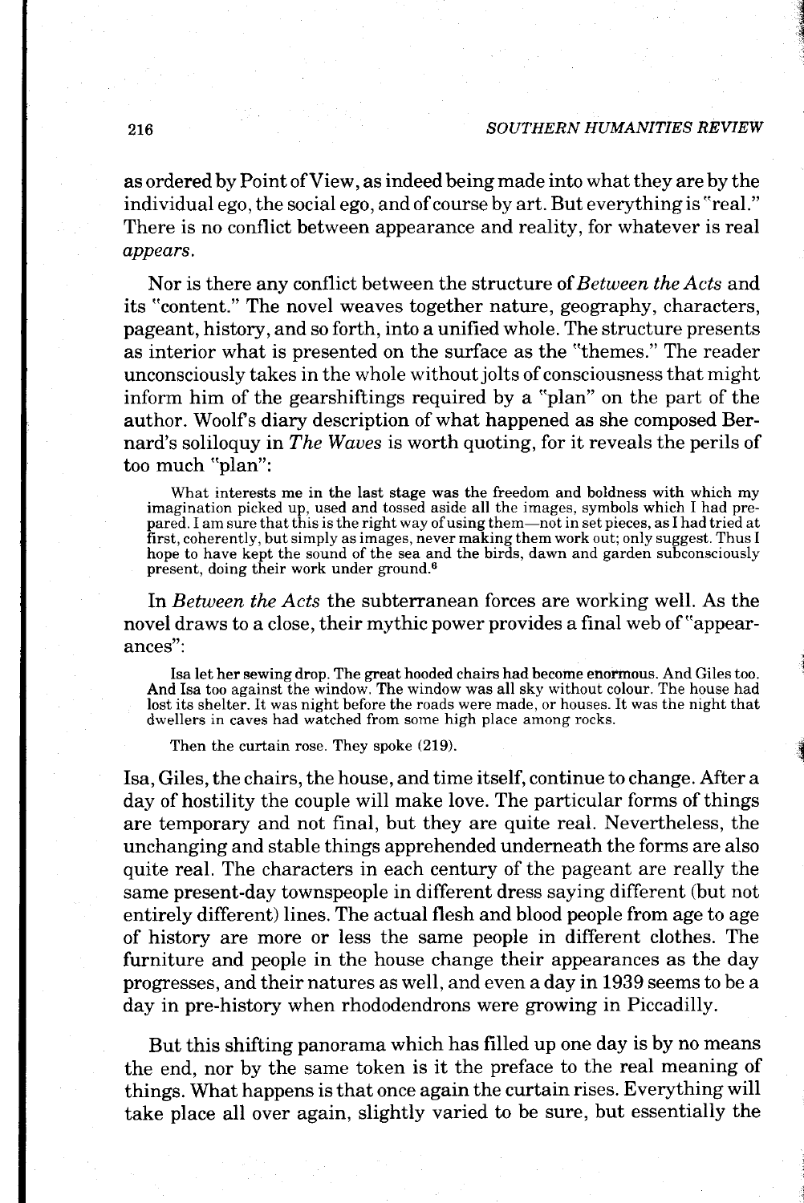as ordered by Point of View, as indeed being made into what they are by the individual ego, the social ego, and of course by art. But everything is "real." There is no conflict between appearance and reality, for whatever is real *appears*.

Nor is there any conflict between the structure of *Between the Acts* and its "content." The novel weaves together nature, geography, characters, pageant, history, and so forth, into a unified whole. The structure presents as interior what is presented on the surface as the "themes." The reader unconsciously takes in the whole without jolts of consciousness that might inform him of the gearshiftings required by a "plan" on the part of the author. Woolf's diary description of what happened as she composed Bernard's soliloquy in *The Waves* is worth quoting, for it reveals the perils of too much "plan":

> What interests me in the last stage was the freedom and boldness with which my imagination picked up, used and tossed aside all the images, symbols which I had prepared. I am sure that this is the right way of using them—not in set pieces, as I had tried at first, coherently, but simply as images, never making them work out; only suggest. Thus I hope to have kept the sound of the sea and the birds, dawn and garden subconsciously present, doing their work under ground.[6]

In *Between the Acts* the subterranean forces are working well. As the novel draws to a close, their mythic power provides a final web of "appearances":

> Isa let her sewing drop. The great hooded chairs had become enormous. And Giles too. And Isa too against the window. The window was all sky without colour. The house had lost its shelter. It was night before the roads were made, or houses. It was the night that dwellers in caves had watched from some high place among rocks.
>
> Then the curtain rose. They spoke (219).

Isa, Giles, the chairs, the house, and time itself, continue to change. After a day of hostility the couple will make love. The particular forms of things are temporary and not final, but they are quite real. Nevertheless, the unchanging and stable things apprehended underneath the forms are also quite real. The characters in each century of the pageant are really the same present-day townspeople in different dress saying different (but not entirely different) lines. The actual flesh and blood people from age to age of history are more or less the same people in different clothes. The furniture and people in the house change their appearances as the day progresses, and their natures as well, and even a day in 1939 seems to be a day in pre-history when rhododendrons were growing in Piccadilly.

But this shifting panorama which has filled up one day is by no means the end, nor by the same token is it the preface to the real meaning of things. What happens is that once again the curtain rises. Everything will take place all over again, slightly varied to be sure, but essentially the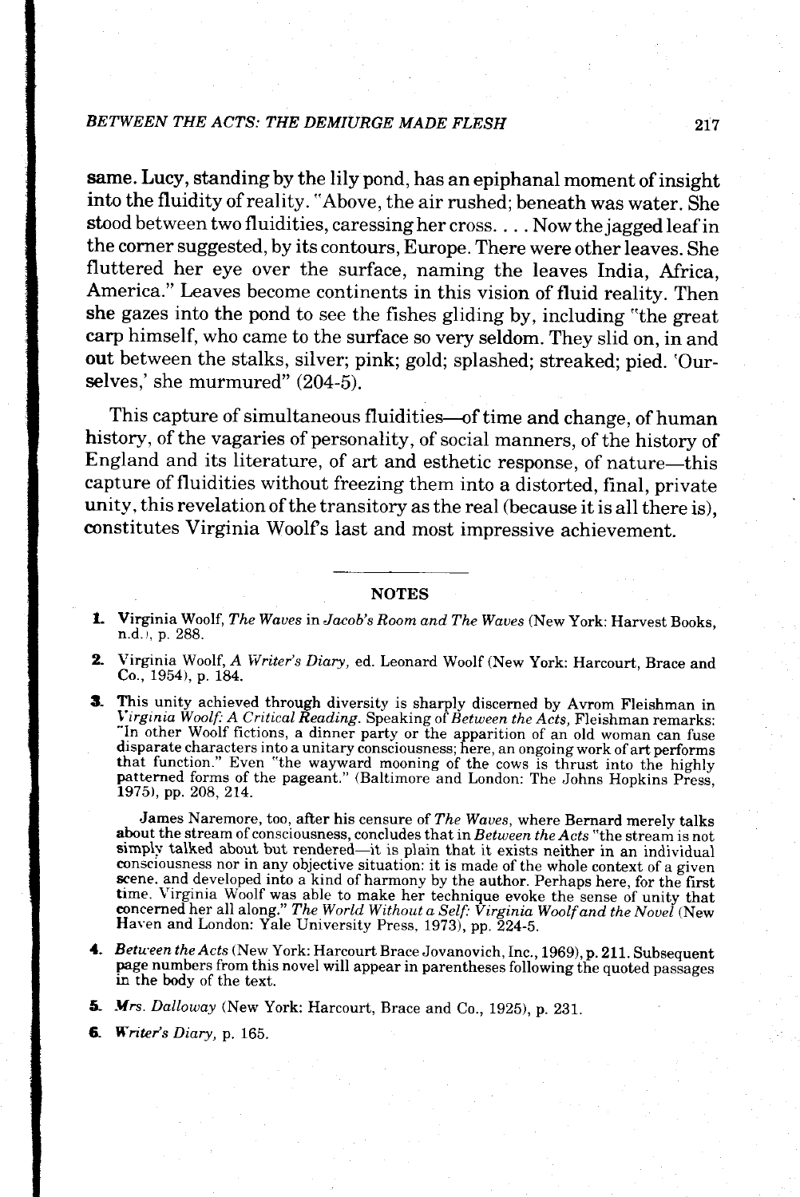same. Lucy, standing by the lily pond, has an epiphanal moment of insight into the fluidity of reality. "Above, the air rushed; beneath was water. She stood between two fluidities, caressing her cross. . . . Now the jagged leaf in the corner suggested, by its contours, Europe. There were other leaves. She fluttered her eye over the surface, naming the leaves India, Africa, America." Leaves become continents in this vision of fluid reality. Then she gazes into the pond to see the fishes gliding by, including "the great carp himself, who came to the surface so very seldom. They slid on, in and out between the stalks, silver; pink; gold; splashed; streaked; pied. 'Ourselves,' she murmured" (204-5).

This capture of simultaneous fluidities—of time and change, of human history, of the vagaries of personality, of social manners, of the history of England and its literature, of art and esthetic response, of nature—this capture of fluidities without freezing them into a distorted, final, private unity, this revelation of the transitory as the real (because it is all there is), constitutes Virginia Woolf's last and most impressive achievement.

## NOTES

1. Virginia Woolf, *The Waves* in *Jacob's Room and The Waves* (New York: Harvest Books, n.d.), p. 288.

2. Virginia Woolf, *A Writer's Diary*, ed. Leonard Woolf (New York: Harcourt, Brace and Co., 1954), p. 184.

3. This unity achieved through diversity is sharply discerned by Avrom Fleishman in *Virginia Woolf: A Critical Reading*. Speaking of *Between the Acts*, Fleishman remarks: "In other Woolf fictions, a dinner party or the apparition of an old woman can fuse disparate characters into a unitary consciousness; here, an ongoing work of art performs that function." Even "the wayward mooning of the cows is thrust into the highly patterned forms of the pageant." (Baltimore and London: The Johns Hopkins Press, 1975), pp. 208, 214.

   James Naremore, too, after his censure of *The Waves*, where Bernard merely talks about the stream of consciousness, concludes that in *Between the Acts* "the stream is not simply talked about but rendered—it is plain that it exists neither in an individual consciousness nor in any objective situation: it is made of the whole context of a given scene, and developed into a kind of harmony by the author. Perhaps here, for the first time, Virginia Woolf was able to make her technique evoke the sense of unity that concerned her all along." *The World Without a Self: Virginia Woolf and the Novel* (New Haven and London: Yale University Press, 1973), pp. 224-5.

4. *Between the Acts* (New York: Harcourt Brace Jovanovich, Inc., 1969), p. 211. Subsequent page numbers from this novel will appear in parentheses following the quoted passages in the body of the text.

5. *Mrs. Dalloway* (New York: Harcourt, Brace and Co., 1925), p. 231.

6. *Writer's Diary*, p. 165.